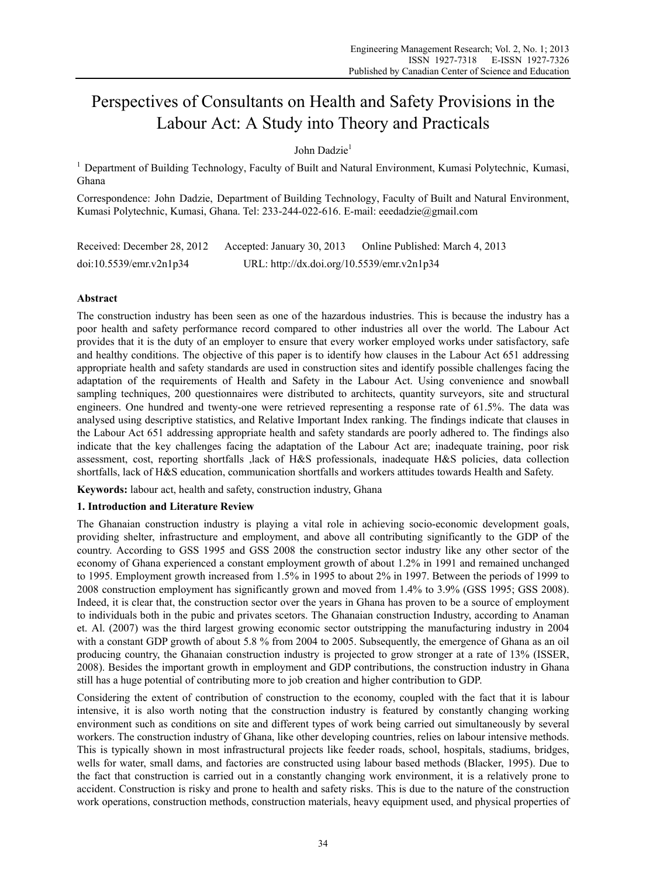# Perspectives of Consultants on Health and Safety Provisions in the Labour Act: A Study into Theory and Practicals

John Dadzie[1]

[1] Department of Building Technology, Faculty of Built and Natural Environment, Kumasi Polytechnic, Kumasi, Ghana

Correspondence: John Dadzie, Department of Building Technology, Faculty of Built and Natural Environment, Kumasi Polytechnic, Kumasi, Ghana. Tel: 233-244-022-616. E-mail: eeedadzie@gmail.com

Received: December 28, 2012 Accepted: January 30, 2013 Online Published: March 4, 2013

doi:10.5539/emr.v2n1p34 URL: http://dx.doi.org/10.5539/emr.v2n1p34

## Abstract

The construction industry has been seen as one of the hazardous industries. This is because the industry has a poor health and safety performance record compared to other industries all over the world. The Labour Act provides that it is the duty of an employer to ensure that every worker employed works under satisfactory, safe and healthy conditions. The objective of this paper is to identify how clauses in the Labour Act 651 addressing appropriate health and safety standards are used in construction sites and identify possible challenges facing the adaptation of the requirements of Health and Safety in the Labour Act. Using convenience and snowball sampling techniques, 200 questionnaires were distributed to architects, quantity surveyors, site and structural engineers. One hundred and twenty-one were retrieved representing a response rate of 61.5%. The data was analysed using descriptive statistics, and Relative Important Index ranking. The findings indicate that clauses in the Labour Act 651 addressing appropriate health and safety standards are poorly adhered to. The findings also indicate that the key challenges facing the adaptation of the Labour Act are; inadequate training, poor risk assessment, cost, reporting shortfalls ,lack of H&S professionals, inadequate H&S policies, data collection shortfalls, lack of H&S education, communication shortfalls and workers attitudes towards Health and Safety.

**Keywords:** labour act, health and safety, construction industry, Ghana

## 1. Introduction and Literature Review

The Ghanaian construction industry is playing a vital role in achieving socio-economic development goals, providing shelter, infrastructure and employment, and above all contributing significantly to the GDP of the country. According to GSS 1995 and GSS 2008 the construction sector industry like any other sector of the economy of Ghana experienced a constant employment growth of about 1.2% in 1991 and remained unchanged to 1995. Employment growth increased from 1.5% in 1995 to about 2% in 1997. Between the periods of 1999 to 2008 construction employment has significantly grown and moved from 1.4% to 3.9% (GSS 1995; GSS 2008). Indeed, it is clear that, the construction sector over the years in Ghana has proven to be a source of employment to individuals both in the pubic and privates scetors. The Ghanaian construction Industry, according to Anaman et. Al. (2007) was the third largest growing economic sector outstripping the manufacturing industry in 2004 with a constant GDP growth of about 5.8 % from 2004 to 2005. Subsequently, the emergence of Ghana as an oil producing country, the Ghanaian construction industry is projected to grow stronger at a rate of 13% (ISSER, 2008). Besides the important growth in employment and GDP contributions, the construction industry in Ghana still has a huge potential of contributing more to job creation and higher contribution to GDP.

Considering the extent of contribution of construction to the economy, coupled with the fact that it is labour intensive, it is also worth noting that the construction industry is featured by constantly changing working environment such as conditions on site and different types of work being carried out simultaneously by several workers. The construction industry of Ghana, like other developing countries, relies on labour intensive methods. This is typically shown in most infrastructural projects like feeder roads, school, hospitals, stadiums, bridges, wells for water, small dams, and factories are constructed using labour based methods (Blacker, 1995). Due to the fact that construction is carried out in a constantly changing work environment, it is a relatively prone to accident. Construction is risky and prone to health and safety risks. This is due to the nature of the construction work operations, construction methods, construction materials, heavy equipment used, and physical properties of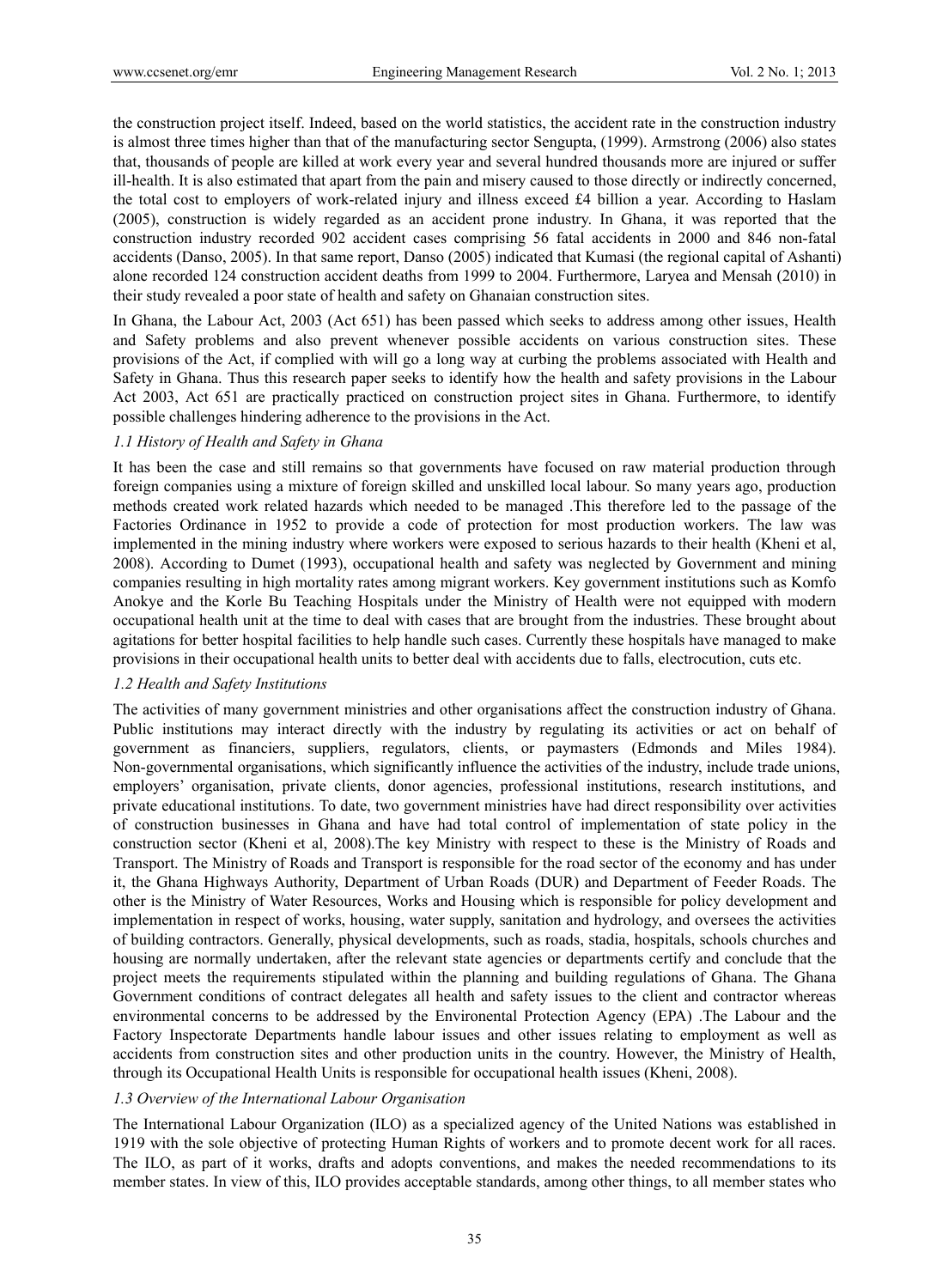the construction project itself. Indeed, based on the world statistics, the accident rate in the construction industry is almost three times higher than that of the manufacturing sector Sengupta, (1999). Armstrong (2006) also states that, thousands of people are killed at work every year and several hundred thousands more are injured or suffer ill-health. It is also estimated that apart from the pain and misery caused to those directly or indirectly concerned, the total cost to employers of work-related injury and illness exceed £4 billion a year. According to Haslam (2005), construction is widely regarded as an accident prone industry. In Ghana, it was reported that the construction industry recorded 902 accident cases comprising 56 fatal accidents in 2000 and 846 non-fatal accidents (Danso, 2005). In that same report, Danso (2005) indicated that Kumasi (the regional capital of Ashanti) alone recorded 124 construction accident deaths from 1999 to 2004. Furthermore, Laryea and Mensah (2010) in their study revealed a poor state of health and safety on Ghanaian construction sites.

In Ghana, the Labour Act, 2003 (Act 651) has been passed which seeks to address among other issues, Health and Safety problems and also prevent whenever possible accidents on various construction sites. These provisions of the Act, if complied with will go a long way at curbing the problems associated with Health and Safety in Ghana. Thus this research paper seeks to identify how the health and safety provisions in the Labour Act 2003, Act 651 are practically practiced on construction project sites in Ghana. Furthermore, to identify possible challenges hindering adherence to the provisions in the Act.

### *1.1 History of Health and Safety in Ghana*

It has been the case and still remains so that governments have focused on raw material production through foreign companies using a mixture of foreign skilled and unskilled local labour. So many years ago, production methods created work related hazards which needed to be managed .This therefore led to the passage of the Factories Ordinance in 1952 to provide a code of protection for most production workers. The law was implemented in the mining industry where workers were exposed to serious hazards to their health (Kheni et al, 2008). According to Dumet (1993), occupational health and safety was neglected by Government and mining companies resulting in high mortality rates among migrant workers. Key government institutions such as Komfo Anokye and the Korle Bu Teaching Hospitals under the Ministry of Health were not equipped with modern occupational health unit at the time to deal with cases that are brought from the industries. These brought about agitations for better hospital facilities to help handle such cases. Currently these hospitals have managed to make provisions in their occupational health units to better deal with accidents due to falls, electrocution, cuts etc.

### *1.2 Health and Safety Institutions*

The activities of many government ministries and other organisations affect the construction industry of Ghana. Public institutions may interact directly with the industry by regulating its activities or act on behalf of government as financiers, suppliers, regulators, clients, or paymasters (Edmonds and Miles 1984). Non-governmental organisations, which significantly influence the activities of the industry, include trade unions, employers' organisation, private clients, donor agencies, professional institutions, research institutions, and private educational institutions. To date, two government ministries have had direct responsibility over activities of construction businesses in Ghana and have had total control of implementation of state policy in the construction sector (Kheni et al, 2008).The key Ministry with respect to these is the Ministry of Roads and Transport. The Ministry of Roads and Transport is responsible for the road sector of the economy and has under it, the Ghana Highways Authority, Department of Urban Roads (DUR) and Department of Feeder Roads. The other is the Ministry of Water Resources, Works and Housing which is responsible for policy development and implementation in respect of works, housing, water supply, sanitation and hydrology, and oversees the activities of building contractors. Generally, physical developments, such as roads, stadia, hospitals, schools churches and housing are normally undertaken, after the relevant state agencies or departments certify and conclude that the project meets the requirements stipulated within the planning and building regulations of Ghana. The Ghana Government conditions of contract delegates all health and safety issues to the client and contractor whereas environmental concerns to be addressed by the Environental Protection Agency (EPA) .The Labour and the Factory Inspectorate Departments handle labour issues and other issues relating to employment as well as accidents from construction sites and other production units in the country. However, the Ministry of Health, through its Occupational Health Units is responsible for occupational health issues (Kheni, 2008).

### *1.3 Overview of the International Labour Organisation*

The International Labour Organization (ILO) as a specialized agency of the United Nations was established in 1919 with the sole objective of protecting Human Rights of workers and to promote decent work for all races. The ILO, as part of it works, drafts and adopts conventions, and makes the needed recommendations to its member states. In view of this, ILO provides acceptable standards, among other things, to all member states who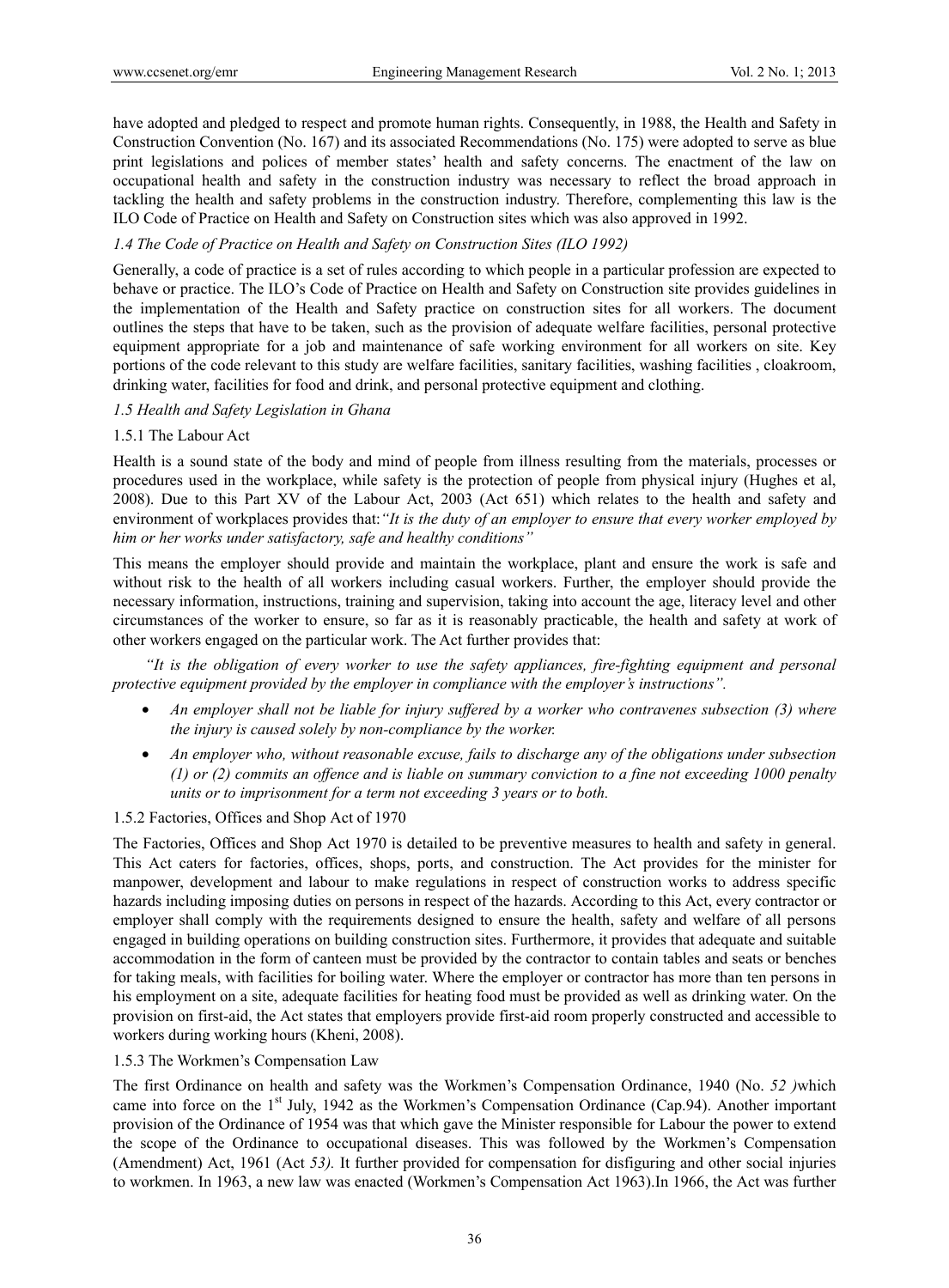have adopted and pledged to respect and promote human rights. Consequently, in 1988, the Health and Safety in Construction Convention (No. 167) and its associated Recommendations (No. 175) were adopted to serve as blue print legislations and polices of member states' health and safety concerns. The enactment of the law on occupational health and safety in the construction industry was necessary to reflect the broad approach in tackling the health and safety problems in the construction industry. Therefore, complementing this law is the ILO Code of Practice on Health and Safety on Construction sites which was also approved in 1992.

### *1.4 The Code of Practice on Health and Safety on Construction Sites (ILO 1992)*

Generally, a code of practice is a set of rules according to which people in a particular profession are expected to behave or practice. The ILO's Code of Practice on Health and Safety on Construction site provides guidelines in the implementation of the Health and Safety practice on construction sites for all workers. The document outlines the steps that have to be taken, such as the provision of adequate welfare facilities, personal protective equipment appropriate for a job and maintenance of safe working environment for all workers on site. Key portions of the code relevant to this study are welfare facilities, sanitary facilities, washing facilities , cloakroom, drinking water, facilities for food and drink, and personal protective equipment and clothing.

### *1.5 Health and Safety Legislation in Ghana*

#### 1.5.1 The Labour Act

Health is a sound state of the body and mind of people from illness resulting from the materials, processes or procedures used in the workplace, while safety is the protection of people from physical injury (Hughes et al, 2008). Due to this Part XV of the Labour Act, 2003 (Act 651) which relates to the health and safety and environment of workplaces provides that:*"It is the duty of an employer to ensure that every worker employed by him or her works under satisfactory, safe and healthy conditions"*

This means the employer should provide and maintain the workplace, plant and ensure the work is safe and without risk to the health of all workers including casual workers. Further, the employer should provide the necessary information, instructions, training and supervision, taking into account the age, literacy level and other circumstances of the worker to ensure, so far as it is reasonably practicable, the health and safety at work of other workers engaged on the particular work. The Act further provides that:

*"It is the obligation of every worker to use the safety appliances, fire-fighting equipment and personal protective equipment provided by the employer in compliance with the employer's instructions".*

- *An employer shall not be liable for injury suffered by a worker who contravenes subsection (3) where the injury is caused solely by non-compliance by the worker.*
- *An employer who, without reasonable excuse, fails to discharge any of the obligations under subsection (1) or (2) commits an offence and is liable on summary conviction to a fine not exceeding 1000 penalty units or to imprisonment for a term not exceeding 3 years or to both.*

#### 1.5.2 Factories, Offices and Shop Act of 1970

The Factories, Offices and Shop Act 1970 is detailed to be preventive measures to health and safety in general. This Act caters for factories, offices, shops, ports, and construction. The Act provides for the minister for manpower, development and labour to make regulations in respect of construction works to address specific hazards including imposing duties on persons in respect of the hazards. According to this Act, every contractor or employer shall comply with the requirements designed to ensure the health, safety and welfare of all persons engaged in building operations on building construction sites. Furthermore, it provides that adequate and suitable accommodation in the form of canteen must be provided by the contractor to contain tables and seats or benches for taking meals, with facilities for boiling water. Where the employer or contractor has more than ten persons in his employment on a site, adequate facilities for heating food must be provided as well as drinking water. On the provision on first-aid, the Act states that employers provide first-aid room properly constructed and accessible to workers during working hours (Kheni, 2008).

#### 1.5.3 The Workmen's Compensation Law

The first Ordinance on health and safety was the Workmen's Compensation Ordinance, 1940 (No. *52* )which came into force on the 1st July, 1942 as the Workmen's Compensation Ordinance (Cap.94). Another important provision of the Ordinance of 1954 was that which gave the Minister responsible for Labour the power to extend the scope of the Ordinance to occupational diseases. This was followed by the Workmen's Compensation (Amendment) Act, 1961 (Act *53).* It further provided for compensation for disfiguring and other social injuries to workmen. In 1963, a new law was enacted (Workmen's Compensation Act 1963).In 1966, the Act was further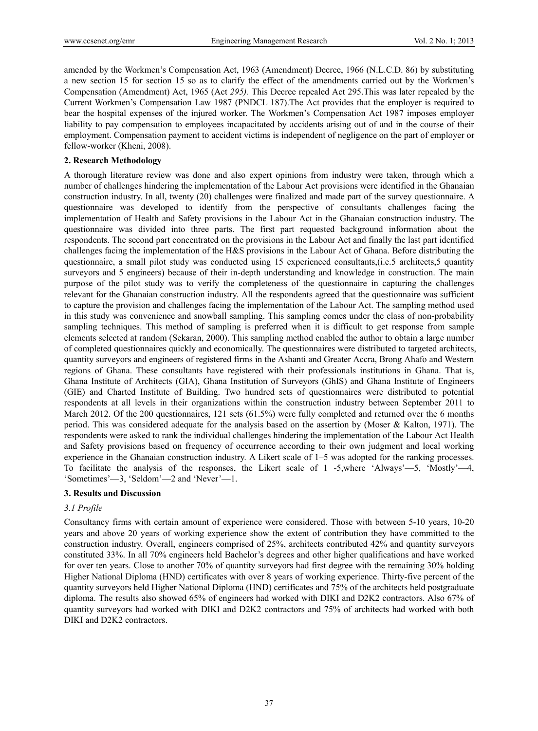amended by the Workmen's Compensation Act, 1963 (Amendment) Decree, 1966 (N.L.C.D. 86) by substituting a new section 15 for section 15 so as to clarify the effect of the amendments carried out by the Workmen's Compensation (Amendment) Act, 1965 (Act *295).* This Decree repealed Act 295.This was later repealed by the Current Workmen's Compensation Law 1987 (PNDCL 187).The Act provides that the employer is required to bear the hospital expenses of the injured worker. The Workmen's Compensation Act 1987 imposes employer liability to pay compensation to employees incapacitated by accidents arising out of and in the course of their employment. Compensation payment to accident victims is independent of negligence on the part of employer or fellow-worker (Kheni, 2008).

## 2. Research Methodology

A thorough literature review was done and also expert opinions from industry were taken, through which a number of challenges hindering the implementation of the Labour Act provisions were identified in the Ghanaian construction industry. In all, twenty (20) challenges were finalized and made part of the survey questionnaire. A questionnaire was developed to identify from the perspective of consultants challenges facing the implementation of Health and Safety provisions in the Labour Act in the Ghanaian construction industry. The questionnaire was divided into three parts. The first part requested background information about the respondents. The second part concentrated on the provisions in the Labour Act and finally the last part identified challenges facing the implementation of the H&S provisions in the Labour Act of Ghana. Before distributing the questionnaire, a small pilot study was conducted using 15 experienced consultants,(i.e.5 architects,5 quantity surveyors and 5 engineers) because of their in-depth understanding and knowledge in construction. The main purpose of the pilot study was to verify the completeness of the questionnaire in capturing the challenges relevant for the Ghanaian construction industry. All the respondents agreed that the questionnaire was sufficient to capture the provision and challenges facing the implementation of the Labour Act. The sampling method used in this study was convenience and snowball sampling. This sampling comes under the class of non-probability sampling techniques. This method of sampling is preferred when it is difficult to get response from sample elements selected at random (Sekaran, 2000). This sampling method enabled the author to obtain a large number of completed questionnaires quickly and economically. The questionnaires were distributed to targeted architects, quantity surveyors and engineers of registered firms in the Ashanti and Greater Accra, Brong Ahafo and Western regions of Ghana. These consultants have registered with their professionals institutions in Ghana. That is, Ghana Institute of Architects (GIA), Ghana Institution of Surveyors (GhIS) and Ghana Institute of Engineers (GIE) and Charted Institute of Building. Two hundred sets of questionnaires were distributed to potential respondents at all levels in their organizations within the construction industry between September 2011 to March 2012. Of the 200 questionnaires, 121 sets (61.5%) were fully completed and returned over the 6 months period. This was considered adequate for the analysis based on the assertion by (Moser & Kalton, 1971). The respondents were asked to rank the individual challenges hindering the implementation of the Labour Act Health and Safety provisions based on frequency of occurrence according to their own judgment and local working experience in the Ghanaian construction industry. A Likert scale of 1–5 was adopted for the ranking processes. To facilitate the analysis of the responses, the Likert scale of 1 -5,where 'Always'—5, 'Mostly'—4, 'Sometimes'—3, 'Seldom'—2 and 'Never'—1.

## 3. Results and Discussion

### *3.1 Profile*

Consultancy firms with certain amount of experience were considered. Those with between 5-10 years, 10-20 years and above 20 years of working experience show the extent of contribution they have committed to the construction industry. Overall, engineers comprised of 25%, architects contributed 42% and quantity surveyors constituted 33%. In all 70% engineers held Bachelor's degrees and other higher qualifications and have worked for over ten years. Close to another 70% of quantity surveyors had first degree with the remaining 30% holding Higher National Diploma (HND) certificates with over 8 years of working experience. Thirty-five percent of the quantity surveyors held Higher National Diploma (HND) certificates and 75% of the architects held postgraduate diploma. The results also showed 65% of engineers had worked with DIKI and D2K2 contractors. Also 67% of quantity surveyors had worked with DIKI and D2K2 contractors and 75% of architects had worked with both DIKI and D2K2 contractors.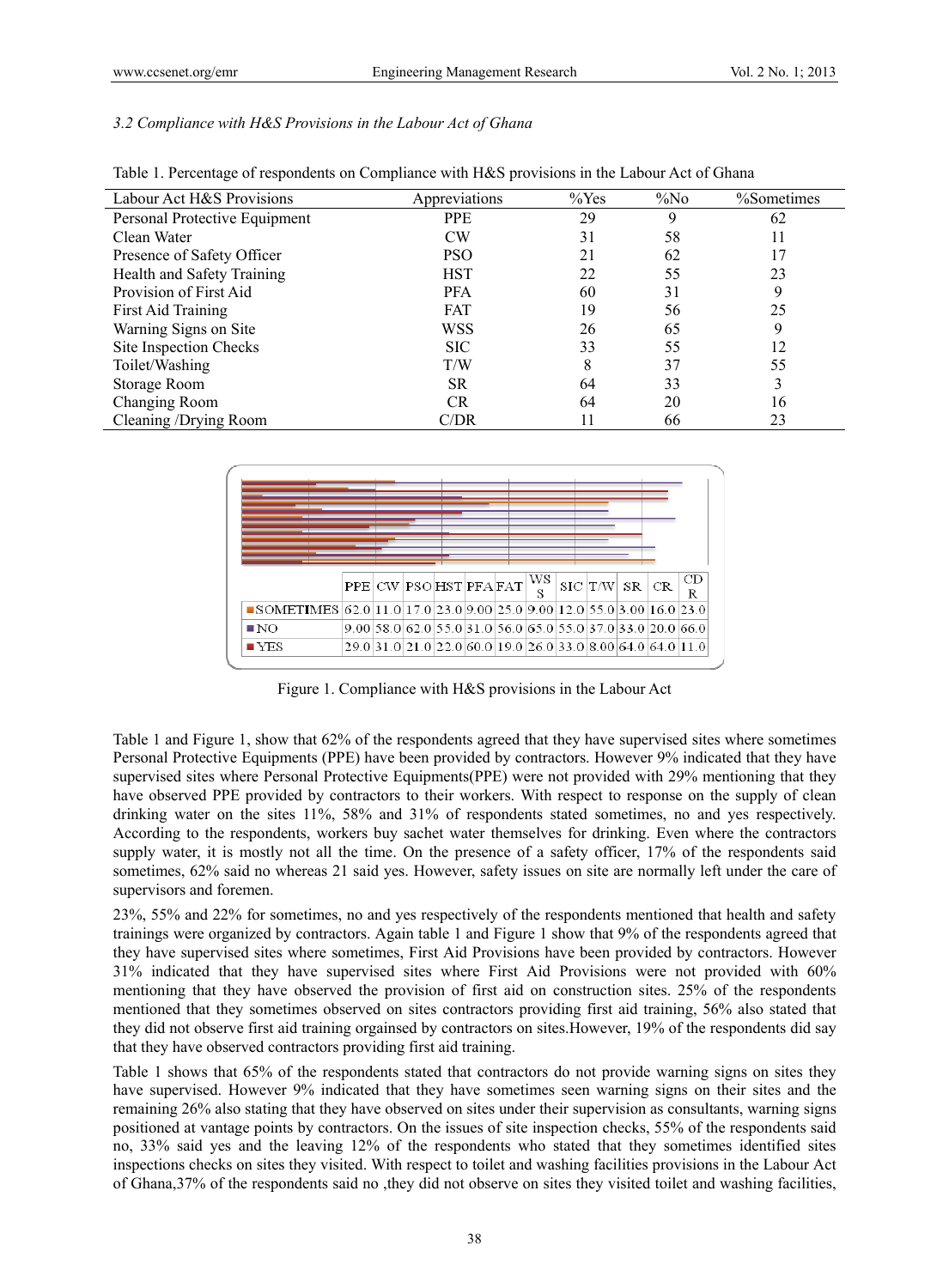*3.2 Compliance with H&S Provisions in the Labour Act of Ghana*

Table 1. Percentage of respondents on Compliance with H&S provisions in the Labour Act of Ghana

| Labour Act H&S Provisions | Appreviations | %Yes | %No | %Sometimes |
|---|---|---|---|---|
| Personal Protective Equipment | PPE | 29 | 9 | 62 |
| Clean Water | CW | 31 | 58 | 11 |
| Presence of Safety Officer | PSO | 21 | 62 | 17 |
| Health and Safety Training | HST | 22 | 55 | 23 |
| Provision of First Aid | PFA | 60 | 31 | 9 |
| First Aid Training | FAT | 19 | 56 | 25 |
| Warning Signs on Site | WSS | 26 | 65 | 9 |
| Site Inspection Checks | SIC | 33 | 55 | 12 |
| Toilet/Washing | T/W | 8 | 37 | 55 |
| Storage Room | SR | 64 | 33 | 3 |
| Changing Room | CR | 64 | 20 | 16 |
| Cleaning /Drying Room | C/DR | 11 | 66 | 23 |

| | PPE | CW | PSO | HST | PFA | FAT | WSS | SIC | T/W | SR | CR | CDR |
|---|---|---|---|---|---|---|---|---|---|---|---|---|
| SOMETIMES | 62.0 | 11.0 | 17.0 | 23.0 | 9.00 | 25.0 | 9.00 | 12.0 | 55.0 | 3.00 | 16.0 | 23.0 |
| NO | 9.00 | 58.0 | 62.0 | 55.0 | 31.0 | 56.0 | 65.0 | 55.0 | 37.0 | 33.0 | 20.0 | 66.0 |
| YES | 29.0 | 31.0 | 21.0 | 22.0 | 60.0 | 19.0 | 26.0 | 33.0 | 8.00 | 64.0 | 64.0 | 11.0 |

Figure 1. Compliance with H&S provisions in the Labour Act

Table 1 and Figure 1, show that 62% of the respondents agreed that they have supervised sites where sometimes Personal Protective Equipments (PPE) have been provided by contractors. However 9% indicated that they have supervised sites where Personal Protective Equipments(PPE) were not provided with 29% mentioning that they have observed PPE provided by contractors to their workers. With respect to response on the supply of clean drinking water on the sites 11%, 58% and 31% of respondents stated sometimes, no and yes respectively. According to the respondents, workers buy sachet water themselves for drinking. Even where the contractors supply water, it is mostly not all the time. On the presence of a safety officer, 17% of the respondents said sometimes, 62% said no whereas 21 said yes. However, safety issues on site are normally left under the care of supervisors and foremen.

23%, 55% and 22% for sometimes, no and yes respectively of the respondents mentioned that health and safety trainings were organized by contractors. Again table 1 and Figure 1 show that 9% of the respondents agreed that they have supervised sites where sometimes, First Aid Provisions have been provided by contractors. However 31% indicated that they have supervised sites where First Aid Provisions were not provided with 60% mentioning that they have observed the provision of first aid on construction sites. 25% of the respondents mentioned that they sometimes observed on sites contractors providing first aid training, 56% also stated that they did not observe first aid training orgainsed by contractors on sites.However, 19% of the respondents did say that they have observed contractors providing first aid training.

Table 1 shows that 65% of the respondents stated that contractors do not provide warning signs on sites they have supervised. However 9% indicated that they have sometimes seen warning signs on their sites and the remaining 26% also stating that they have observed on sites under their supervision as consultants, warning signs positioned at vantage points by contractors. On the issues of site inspection checks, 55% of the respondents said no, 33% said yes and the leaving 12% of the respondents who stated that they sometimes identified sites inspections checks on sites they visited. With respect to toilet and washing facilities provisions in the Labour Act of Ghana,37% of the respondents said no ,they did not observe on sites they visited toilet and washing facilities,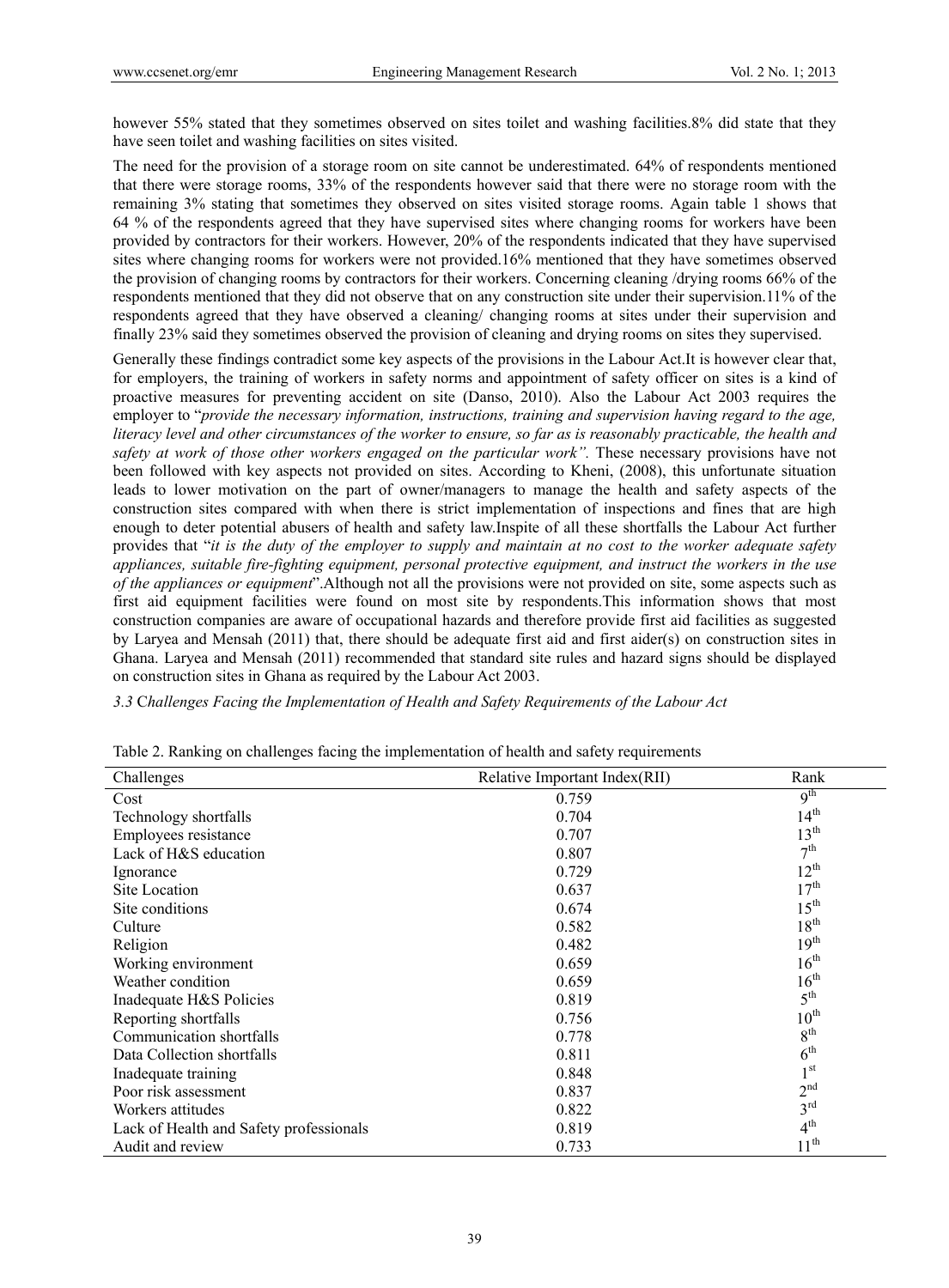however 55% stated that they sometimes observed on sites toilet and washing facilities.8% did state that they have seen toilet and washing facilities on sites visited.

The need for the provision of a storage room on site cannot be underestimated. 64% of respondents mentioned that there were storage rooms, 33% of the respondents however said that there were no storage room with the remaining 3% stating that sometimes they observed on sites visited storage rooms. Again table 1 shows that 64 % of the respondents agreed that they have supervised sites where changing rooms for workers have been provided by contractors for their workers. However, 20% of the respondents indicated that they have supervised sites where changing rooms for workers were not provided.16% mentioned that they have sometimes observed the provision of changing rooms by contractors for their workers. Concerning cleaning /drying rooms 66% of the respondents mentioned that they did not observe that on any construction site under their supervision.11% of the respondents agreed that they have observed a cleaning/ changing rooms at sites under their supervision and finally 23% said they sometimes observed the provision of cleaning and drying rooms on sites they supervised.

Generally these findings contradict some key aspects of the provisions in the Labour Act.It is however clear that, for employers, the training of workers in safety norms and appointment of safety officer on sites is a kind of proactive measures for preventing accident on site (Danso, 2010). Also the Labour Act 2003 requires the employer to "*provide the necessary information, instructions, training and supervision having regard to the age, literacy level and other circumstances of the worker to ensure, so far as is reasonably practicable, the health and safety at work of those other workers engaged on the particular work".* These necessary provisions have not been followed with key aspects not provided on sites. According to Kheni, (2008), this unfortunate situation leads to lower motivation on the part of owner/managers to manage the health and safety aspects of the construction sites compared with when there is strict implementation of inspections and fines that are high enough to deter potential abusers of health and safety law.Inspite of all these shortfalls the Labour Act further provides that "*it is the duty of the employer to supply and maintain at no cost to the worker adequate safety appliances, suitable fire-fighting equipment, personal protective equipment, and instruct the workers in the use of the appliances or equipment*".Although not all the provisions were not provided on site, some aspects such as first aid equipment facilities were found on most site by respondents.This information shows that most construction companies are aware of occupational hazards and therefore provide first aid facilities as suggested by Laryea and Mensah (2011) that, there should be adequate first aid and first aider(s) on construction sites in Ghana. Laryea and Mensah (2011) recommended that standard site rules and hazard signs should be displayed on construction sites in Ghana as required by the Labour Act 2003.

### *3.3 Challenges Facing the Implementation of Health and Safety Requirements of the Labour Act*

Table 2. Ranking on challenges facing the implementation of health and safety requirements

| Challenges | Relative Important Index(RII) | Rank |
|---|---|---|
| Cost | 0.759 | 9th |
| Technology shortfalls | 0.704 | 14th |
| Employees resistance | 0.707 | 13th |
| Lack of H&S education | 0.807 | 7th |
| Ignorance | 0.729 | 12th |
| Site Location | 0.637 | 17th |
| Site conditions | 0.674 | 15th |
| Culture | 0.582 | 18th |
| Religion | 0.482 | 19th |
| Working environment | 0.659 | 16th |
| Weather condition | 0.659 | 16th |
| Inadequate H&S Policies | 0.819 | 5th |
| Reporting shortfalls | 0.756 | 10th |
| Communication shortfalls | 0.778 | 8th |
| Data Collection shortfalls | 0.811 | 6th |
| Inadequate training | 0.848 | 1st |
| Poor risk assessment | 0.837 | 2nd |
| Workers attitudes | 0.822 | 3rd |
| Lack of Health and Safety professionals | 0.819 | 4th |
| Audit and review | 0.733 | 11th |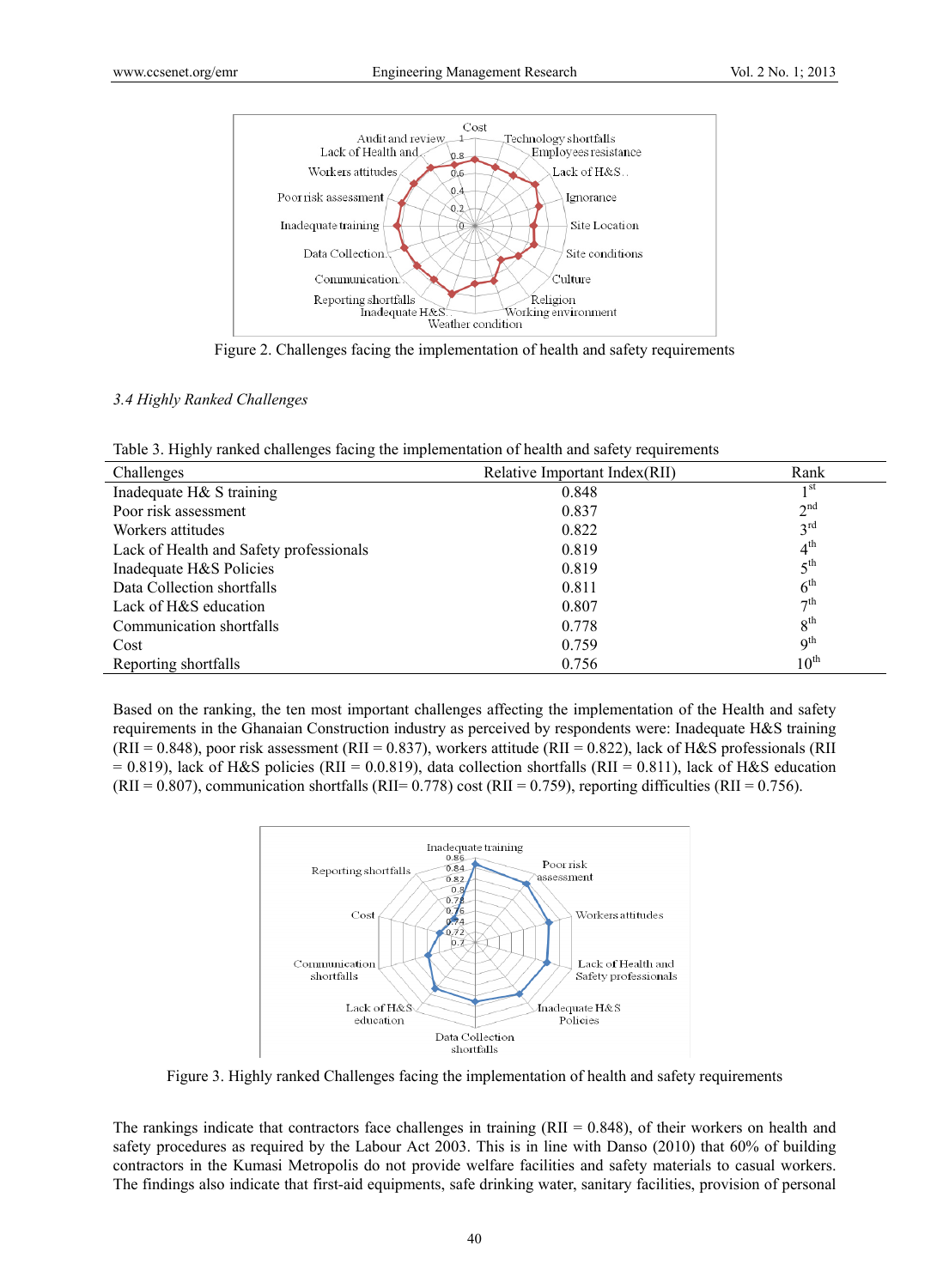Figure 2. Challenges facing the implementation of health and safety requirements

### *3.4 Highly Ranked Challenges*

Table 3. Highly ranked challenges facing the implementation of health and safety requirements

| Challenges | Relative Important Index(RII) | Rank |
|---|---|---|
| Inadequate H& S training | 0.848 | 1st |
| Poor risk assessment | 0.837 | 2nd |
| Workers attitudes | 0.822 | 3rd |
| Lack of Health and Safety professionals | 0.819 | 4th |
| Inadequate H&S Policies | 0.819 | 5th |
| Data Collection shortfalls | 0.811 | 6th |
| Lack of H&S education | 0.807 | 7th |
| Communication shortfalls | 0.778 | 8th |
| Cost | 0.759 | 9th |
| Reporting shortfalls | 0.756 | 10th |

Based on the ranking, the ten most important challenges affecting the implementation of the Health and safety requirements in the Ghanaian Construction industry as perceived by respondents were: Inadequate H&S training (RII = 0.848), poor risk assessment (RII = 0.837), workers attitude (RII = 0.822), lack of H&S professionals (RII = 0.819), lack of H&S policies (RII = 0.0.819), data collection shortfalls (RII = 0.811), lack of H&S education (RII = 0.807), communication shortfalls (RII= 0.778) cost (RII = 0.759), reporting difficulties (RII = 0.756).

Figure 3. Highly ranked Challenges facing the implementation of health and safety requirements

The rankings indicate that contractors face challenges in training (RII = 0.848), of their workers on health and safety procedures as required by the Labour Act 2003. This is in line with Danso (2010) that 60% of building contractors in the Kumasi Metropolis do not provide welfare facilities and safety materials to casual workers. The findings also indicate that first-aid equipments, safe drinking water, sanitary facilities, provision of personal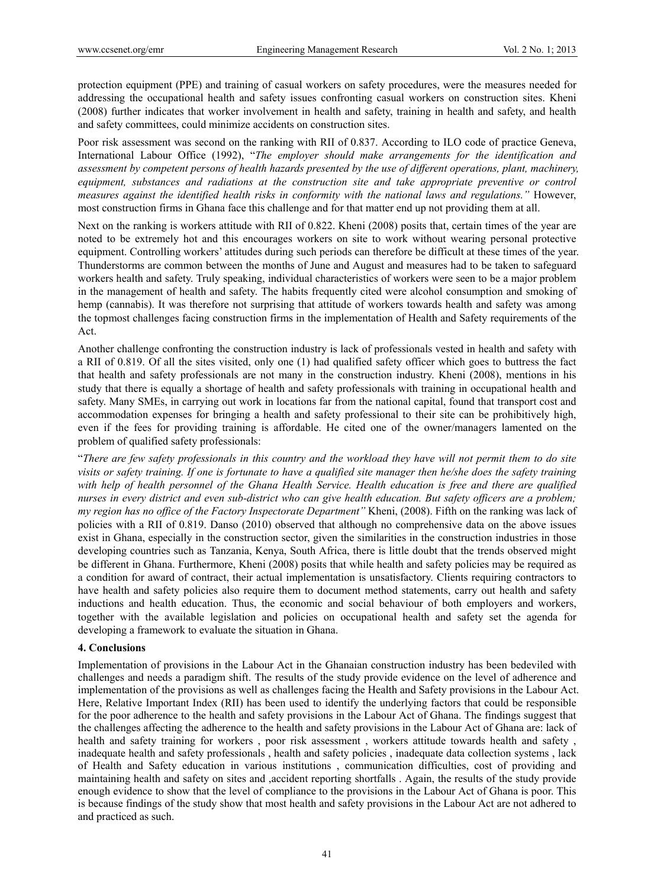protection equipment (PPE) and training of casual workers on safety procedures, were the measures needed for addressing the occupational health and safety issues confronting casual workers on construction sites. Kheni (2008) further indicates that worker involvement in health and safety, training in health and safety, and health and safety committees, could minimize accidents on construction sites.

Poor risk assessment was second on the ranking with RII of 0.837. According to ILO code of practice Geneva, International Labour Office (1992), "*The employer should make arrangements for the identification and assessment by competent persons of health hazards presented by the use of different operations, plant, machinery, equipment, substances and radiations at the construction site and take appropriate preventive or control measures against the identified health risks in conformity with the national laws and regulations.*" However, most construction firms in Ghana face this challenge and for that matter end up not providing them at all.

Next on the ranking is workers attitude with RII of 0.822. Kheni (2008) posits that, certain times of the year are noted to be extremely hot and this encourages workers on site to work without wearing personal protective equipment. Controlling workers' attitudes during such periods can therefore be difficult at these times of the year. Thunderstorms are common between the months of June and August and measures had to be taken to safeguard workers health and safety. Truly speaking, individual characteristics of workers were seen to be a major problem in the management of health and safety. The habits frequently cited were alcohol consumption and smoking of hemp (cannabis). It was therefore not surprising that attitude of workers towards health and safety was among the topmost challenges facing construction firms in the implementation of Health and Safety requirements of the Act.

Another challenge confronting the construction industry is lack of professionals vested in health and safety with a RII of 0.819. Of all the sites visited, only one (1) had qualified safety officer which goes to buttress the fact that health and safety professionals are not many in the construction industry. Kheni (2008), mentions in his study that there is equally a shortage of health and safety professionals with training in occupational health and safety. Many SMEs, in carrying out work in locations far from the national capital, found that transport cost and accommodation expenses for bringing a health and safety professional to their site can be prohibitively high, even if the fees for providing training is affordable. He cited one of the owner/managers lamented on the problem of qualified safety professionals:

"*There are few safety professionals in this country and the workload they have will not permit them to do site visits or safety training. If one is fortunate to have a qualified site manager then he/she does the safety training with help of health personnel of the Ghana Health Service. Health education is free and there are qualified nurses in every district and even sub-district who can give health education. But safety officers are a problem; my region has no office of the Factory Inspectorate Department"* Kheni, (2008). Fifth on the ranking was lack of policies with a RII of 0.819. Danso (2010) observed that although no comprehensive data on the above issues exist in Ghana, especially in the construction sector, given the similarities in the construction industries in those developing countries such as Tanzania, Kenya, South Africa, there is little doubt that the trends observed might be different in Ghana. Furthermore, Kheni (2008) posits that while health and safety policies may be required as a condition for award of contract, their actual implementation is unsatisfactory. Clients requiring contractors to have health and safety policies also require them to document method statements, carry out health and safety inductions and health education. Thus, the economic and social behaviour of both employers and workers, together with the available legislation and policies on occupational health and safety set the agenda for developing a framework to evaluate the situation in Ghana.

## 4. Conclusions

Implementation of provisions in the Labour Act in the Ghanaian construction industry has been bedeviled with challenges and needs a paradigm shift. The results of the study provide evidence on the level of adherence and implementation of the provisions as well as challenges facing the Health and Safety provisions in the Labour Act. Here, Relative Important Index (RII) has been used to identify the underlying factors that could be responsible for the poor adherence to the health and safety provisions in the Labour Act of Ghana. The findings suggest that the challenges affecting the adherence to the health and safety provisions in the Labour Act of Ghana are: lack of health and safety training for workers , poor risk assessment , workers attitude towards health and safety , inadequate health and safety professionals , health and safety policies , inadequate data collection systems , lack of Health and Safety education in various institutions , communication difficulties, cost of providing and maintaining health and safety on sites and ,accident reporting shortfalls . Again, the results of the study provide enough evidence to show that the level of compliance to the provisions in the Labour Act of Ghana is poor. This is because findings of the study show that most health and safety provisions in the Labour Act are not adhered to and practiced as such.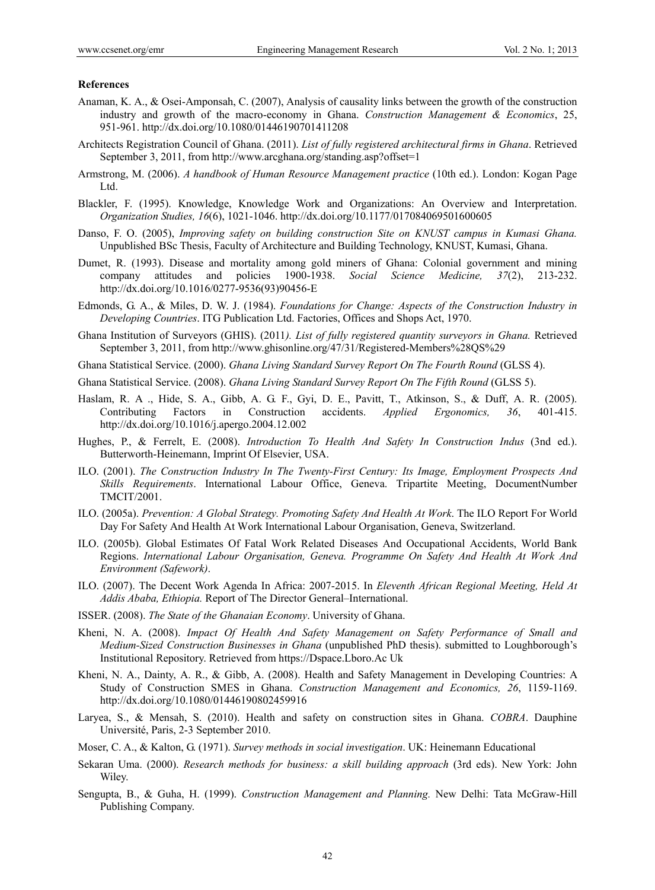**References**

Anaman, K. A., & Osei-Amponsah, C. (2007), Analysis of causality links between the growth of the construction industry and growth of the macro-economy in Ghana. *Construction Management & Economics*, 25, 951-961. http://dx.doi.org/10.1080/01446190701411208

Architects Registration Council of Ghana. (2011). *List of fully registered architectural firms in Ghana*. Retrieved September 3, 2011, from http://www.arcghana.org/standing.asp?offset=1

Armstrong, M. (2006). *A handbook of Human Resource Management practice* (10th ed.). London: Kogan Page Ltd.

Blackler, F. (1995). Knowledge, Knowledge Work and Organizations: An Overview and Interpretation. *Organization Studies, 16*(6), 1021-1046. http://dx.doi.org/10.1177/017084069501600605

Danso, F. O. (2005), *Improving safety on building construction Site on KNUST campus in Kumasi Ghana.* Unpublished BSc Thesis, Faculty of Architecture and Building Technology, KNUST, Kumasi, Ghana.

Dumet, R. (1993). Disease and mortality among gold miners of Ghana: Colonial government and mining company attitudes and policies 1900-1938. *Social Science Medicine, 37*(2), 213-232. http://dx.doi.org/10.1016/0277-9536(93)90456-E

Edmonds, G. A., & Miles, D. W. J. (1984). *Foundations for Change: Aspects of the Construction Industry in Developing Countries*. ITG Publication Ltd. Factories, Offices and Shops Act, 1970.

Ghana Institution of Surveyors (GHIS). (2011*). List of fully registered quantity surveyors in Ghana.* Retrieved September 3, 2011, from http://www.ghisonline.org/47/31/Registered-Members%28QS%29

Ghana Statistical Service. (2000). *Ghana Living Standard Survey Report On The Fourth Round* (GLSS 4).

Ghana Statistical Service. (2008). *Ghana Living Standard Survey Report On The Fifth Round* (GLSS 5).

Haslam, R. A ., Hide, S. A., Gibb, A. G. F., Gyi, D. E., Pavitt, T., Atkinson, S., & Duff, A. R. (2005). Contributing Factors in Construction accidents. *Applied Ergonomics, 36*, 401-415. http://dx.doi.org/10.1016/j.apergo.2004.12.002

Hughes, P., & Ferrelt, E. (2008). *Introduction To Health And Safety In Construction Indus* (3nd ed.). Butterworth-Heinemann, Imprint Of Elsevier, USA.

ILO. (2001). *The Construction Industry In The Twenty-First Century: Its Image, Employment Prospects And Skills Requirements*. International Labour Office, Geneva. Tripartite Meeting, DocumentNumber TMCIT/2001.

ILO. (2005a). *Prevention: A Global Strategy. Promoting Safety And Health At Work*. The ILO Report For World Day For Safety And Health At Work International Labour Organisation, Geneva, Switzerland.

ILO. (2005b). Global Estimates Of Fatal Work Related Diseases And Occupational Accidents, World Bank Regions. *International Labour Organisation, Geneva. Programme On Safety And Health At Work And Environment (Safework)*.

ILO. (2007). The Decent Work Agenda In Africa: 2007-2015. In *Eleventh African Regional Meeting, Held At Addis Ababa, Ethiopia.* Report of The Director General–International.

ISSER. (2008). *The State of the Ghanaian Economy*. University of Ghana.

Kheni, N. A. (2008). *Impact Of Health And Safety Management on Safety Performance of Small and Medium-Sized Construction Businesses in Ghana* (unpublished PhD thesis). submitted to Loughborough's Institutional Repository. Retrieved from https://Dspace.Lboro.Ac Uk

Kheni, N. A., Dainty, A. R., & Gibb, A. (2008). Health and Safety Management in Developing Countries: A Study of Construction SMES in Ghana. *Construction Management and Economics, 26*, 1159-1169. http://dx.doi.org/10.1080/01446190802459916

Laryea, S., & Mensah, S. (2010). Health and safety on construction sites in Ghana. *COBRA*. Dauphine Université, Paris, 2-3 September 2010.

Moser, C. A., & Kalton, G. (1971). *Survey methods in social investigation*. UK: Heinemann Educational

Sekaran Uma. (2000). *Research methods for business: a skill building approach* (3rd eds). New York: John Wiley.

Sengupta, B., & Guha, H. (1999). *Construction Management and Planning.* New Delhi: Tata McGraw-Hill Publishing Company.